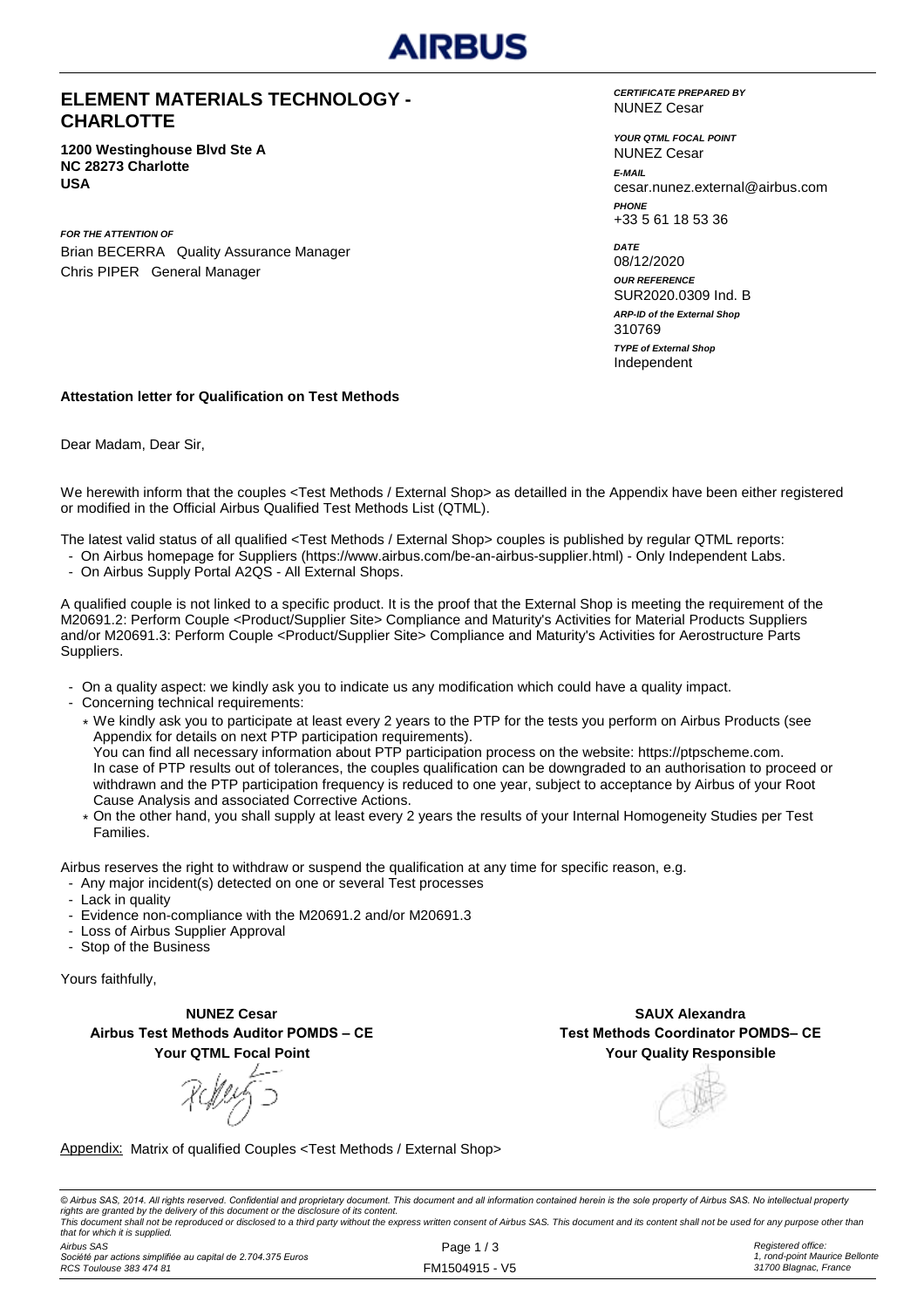## ELEMENT MATERIALS TECHNOLOGY - CHARLOTTE

**1200 Westinghouse Blvd Ste A**
**NC 28273 Charlotte**
**USA**

***FOR THE ATTENTION OF***
Brian BECERRA Quality Assurance Manager
Chris PIPER General Manager

***CERTIFICATE PREPARED BY***
NUNEZ Cesar

***YOUR QTML FOCAL POINT***
NUNEZ Cesar

***E-MAIL***
cesar.nunez.external@airbus.com

***PHONE***
+33 5 61 18 53 36

***DATE***
08/12/2020

***OUR REFERENCE***
SUR2020.0309 Ind. B

***ARP-ID of the External Shop***
310769

***TYPE of External Shop***
Independent

**Attestation letter for Qualification on Test Methods**

Dear Madam, Dear Sir,

We herewith inform that the couples <Test Methods / External Shop> as detailled in the Appendix have been either registered or modified in the Official Airbus Qualified Test Methods List (QTML).

The latest valid status of all qualified <Test Methods / External Shop> couples is published by regular QTML reports:

- On Airbus homepage for Suppliers (https://www.airbus.com/be-an-airbus-supplier.html) - Only Independent Labs.
- On Airbus Supply Portal A2QS - All External Shops.

A qualified couple is not linked to a specific product. It is the proof that the External Shop is meeting the requirement of the M20691.2: Perform Couple <Product/Supplier Site> Compliance and Maturity's Activities for Material Products Suppliers and/or M20691.3: Perform Couple <Product/Supplier Site> Compliance and Maturity's Activities for Aerostructure Parts Suppliers.

- On a quality aspect: we kindly ask you to indicate us any modification which could have a quality impact.
- Concerning technical requirements:
  - * We kindly ask you to participate at least every 2 years to the PTP for the tests you perform on Airbus Products (see Appendix for details on next PTP participation requirements).
    You can find all necessary information about PTP participation process on the website: https://ptpscheme.com.
    In case of PTP results out of tolerances, the couples qualification can be downgraded to an authorisation to proceed or withdrawn and the PTP participation frequency is reduced to one year, subject to acceptance by Airbus of your Root Cause Analysis and associated Corrective Actions.
  - * On the other hand, you shall supply at least every 2 years the results of your Internal Homogeneity Studies per Test Families.

Airbus reserves the right to withdraw or suspend the qualification at any time for specific reason, e.g.

- Any major incident(s) detected on one or several Test processes
- Lack in quality
- Evidence non-compliance with the M20691.2 and/or M20691.3
- Loss of Airbus Supplier Approval
- Stop of the Business

Yours faithfully,

**NUNEZ Cesar**
**Airbus Test Methods Auditor POMDS – CE**
**Your QTML Focal Point**

**SAUX Alexandra**
**Test Methods Coordinator POMDS– CE**
**Your Quality Responsible**

Appendix: Matrix of qualified Couples <Test Methods / External Shop>

*© Airbus SAS, 2014. All rights reserved. Confidential and proprietary document. This document and all information contained herein is the sole property of Airbus SAS. No intellectual property rights are granted by the delivery of this document or the disclosure of its content.*
*This document shall not be reproduced or disclosed to a third party without the express written consent of Airbus SAS. This document and its content shall not be used for any purpose other than that for which it is supplied.*

*Airbus SAS*
*Société par actions simplifiée au capital de 2.704.375 Euros*
*RCS Toulouse 383 474 81*

FM1504915 - V5

*Registered office:*
*1, rond-point Maurice Bellonte*
*31700 Blagnac, France*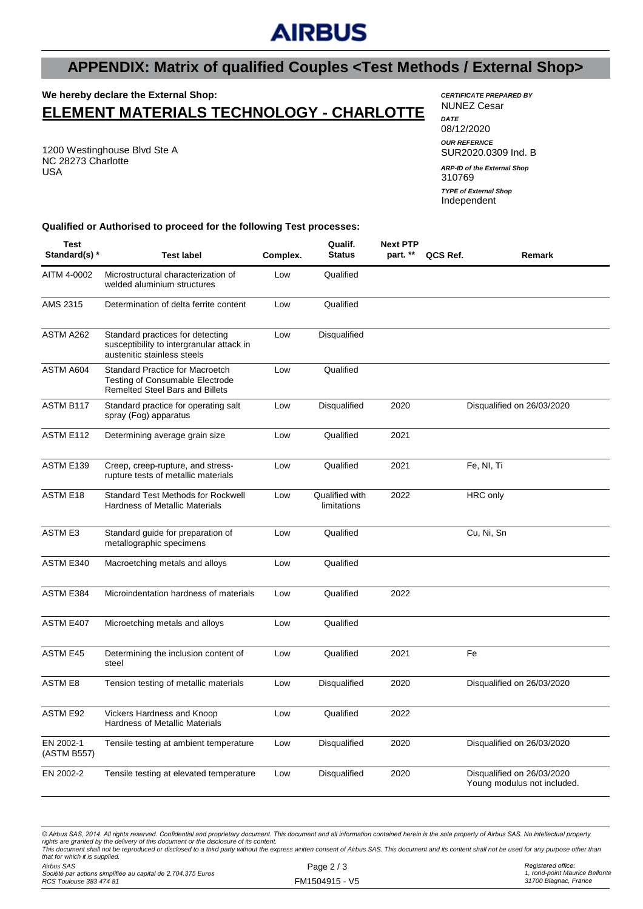# APPENDIX: Matrix of qualified Couples <Test Methods / External Shop>

**We hereby declare the External Shop:**

## ELEMENT MATERIALS TECHNOLOGY - CHARLOTTE

1200 Westinghouse Blvd Ste A
NC 28273 Charlotte
USA

***CERTIFICATE PREPARED BY***
NUNEZ Cesar

***DATE***
08/12/2020

***OUR REFERNCE***
SUR2020.0309 Ind. B

***ARP-ID of the External Shop***
310769

***TYPE of External Shop***
Independent

**Qualified or Authorised to proceed for the following Test processes:**

| Test Standard(s) * | Test label | Complex. | Qualif. Status | Next PTP part. ** | QCS Ref. | Remark |
|---|---|---|---|---|---|---|
| AITM 4-0002 | Microstructural characterization of welded aluminium structures | Low | Qualified | | | |
| AMS 2315 | Determination of delta ferrite content | Low | Qualified | | | |
| ASTM A262 | Standard practices for detecting susceptibility to intergranular attack in austenitic stainless steels | Low | Disqualified | | | |
| ASTM A604 | Standard Practice for Macroetch Testing of Consumable Electrode Remelted Steel Bars and Billets | Low | Qualified | | | |
| ASTM B117 | Standard practice for operating salt spray (Fog) apparatus | Low | Disqualified | 2020 | | Disqualified on 26/03/2020 |
| ASTM E112 | Determining average grain size | Low | Qualified | 2021 | | |
| ASTM E139 | Creep, creep-rupture, and stress-rupture tests of metallic materials | Low | Qualified | 2021 | | Fe, NI, Ti |
| ASTM E18 | Standard Test Methods for Rockwell Hardness of Metallic Materials | Low | Qualified with limitations | 2022 | | HRC only |
| ASTM E3 | Standard guide for preparation of metallographic specimens | Low | Qualified | | | Cu, Ni, Sn |
| ASTM E340 | Macroetching metals and alloys | Low | Qualified | | | |
| ASTM E384 | Microindentation hardness of materials | Low | Qualified | 2022 | | |
| ASTM E407 | Microetching metals and alloys | Low | Qualified | | | |
| ASTM E45 | Determining the inclusion content of steel | Low | Qualified | 2021 | | Fe |
| ASTM E8 | Tension testing of metallic materials | Low | Disqualified | 2020 | | Disqualified on 26/03/2020 |
| ASTM E92 | Vickers Hardness and Knoop Hardness of Metallic Materials | Low | Qualified | 2022 | | |
| EN 2002-1 (ASTM B557) | Tensile testing at ambient temperature | Low | Disqualified | 2020 | | Disqualified on 26/03/2020 |
| EN 2002-2 | Tensile testing at elevated temperature | Low | Disqualified | 2020 | | Disqualified on 26/03/2020 Young modulus not included. |

*© Airbus SAS, 2014. All rights reserved. Confidential and proprietary document. This document and all information contained herein is the sole property of Airbus SAS. No intellectual property rights are granted by the delivery of this document or the disclosure of its content.*
*This document shall not be reproduced or disclosed to a third party without the express written consent of Airbus SAS. This document and its content shall not be used for any purpose other than that for which it is supplied.*

*Airbus SAS*
*Société par actions simplifiée au capital de 2.704.375 Euros*
*RCS Toulouse 383 474 81*

FM1504915 - V5

*Registered office:*
*1, rond-point Maurice Bellonte*
*31700 Blagnac, France*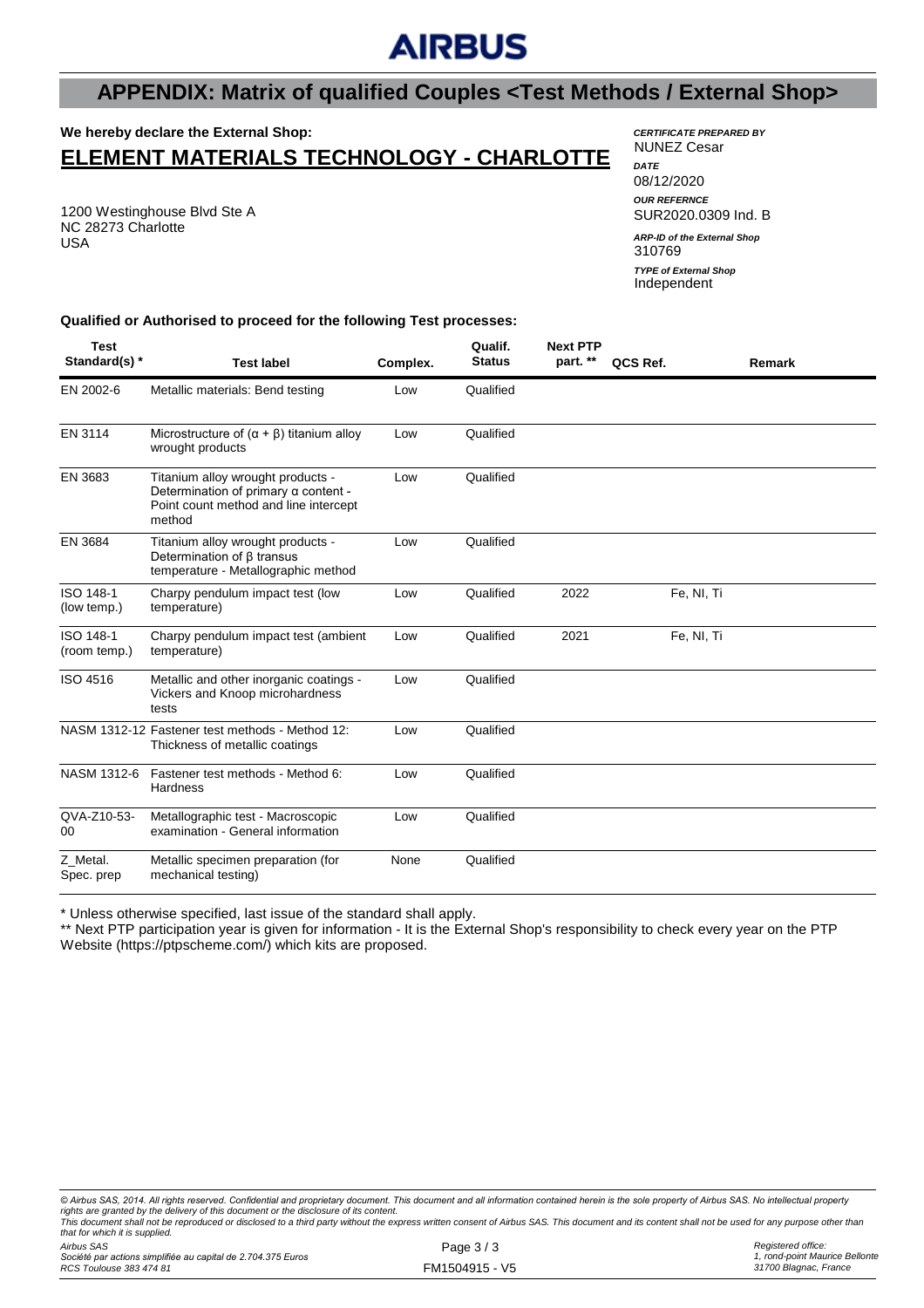# AIRBUS

## APPENDIX: Matrix of qualified Couples <Test Methods / External Shop>

**We hereby declare the External Shop:**

## ELEMENT MATERIALS TECHNOLOGY - CHARLOTTE

1200 Westinghouse Blvd Ste A
NC 28273 Charlotte
USA

***CERTIFICATE PREPARED BY***
NUNEZ Cesar

***DATE***
08/12/2020

***OUR REFERNCE***
SUR2020.0309 Ind. B

***ARP-ID of the External Shop***
310769

***TYPE of External Shop***
Independent

**Qualified or Authorised to proceed for the following Test processes:**

| Test Standard(s) * | Test label | Complex. | Qualif. Status | Next PTP part. ** | QCS Ref. | Remark |
|---|---|---|---|---|---|---|
| EN 2002-6 | Metallic materials: Bend testing | Low | Qualified | | | |
| EN 3114 | Microstructure of ($\alpha + \beta$) titanium alloy wrought products | Low | Qualified | | | |
| EN 3683 | Titanium alloy wrought products - Determination of primary $\alpha$ content - Point count method and line intercept method | Low | Qualified | | | |
| EN 3684 | Titanium alloy wrought products - Determination of $\beta$ transus temperature - Metallographic method | Low | Qualified | | | |
| ISO 148-1 (low temp.) | Charpy pendulum impact test (low temperature) | Low | Qualified | 2022 | Fe, NI, Ti | |
| ISO 148-1 (room temp.) | Charpy pendulum impact test (ambient temperature) | Low | Qualified | 2021 | Fe, NI, Ti | |
| ISO 4516 | Metallic and other inorganic coatings - Vickers and Knoop microhardness tests | Low | Qualified | | | |
| NASM 1312-12 | Fastener test methods - Method 12: Thickness of metallic coatings | Low | Qualified | | | |
| NASM 1312-6 | Fastener test methods - Method 6: Hardness | Low | Qualified | | | |
| QVA-Z10-53-00 | Metallographic test - Macroscopic examination - General information | Low | Qualified | | | |
| Z_Metal. Spec. prep | Metallic specimen preparation (for mechanical testing) | None | Qualified | | | |

\* Unless otherwise specified, last issue of the standard shall apply.

** Next PTP participation year is given for information - It is the External Shop's responsibility to check every year on the PTP Website (https://ptpscheme.com/) which kits are proposed.

*© Airbus SAS, 2014. All rights reserved. Confidential and proprietary document. This document and all information contained herein is the sole property of Airbus SAS. No intellectual property rights are granted by the delivery of this document or the disclosure of its content. This document shall not be reproduced or disclosed to a third party without the express written consent of Airbus SAS. This document and its content shall not be used for any purpose other than that for which it is supplied.*

*Airbus SAS
Société par actions simplifiée au capital de 2.704.375 Euros
RCS Toulouse 383 474 81*

FM1504915 - V5

*Registered office:
1, rond-point Maurice Bellonte
31700 Blagnac, France*